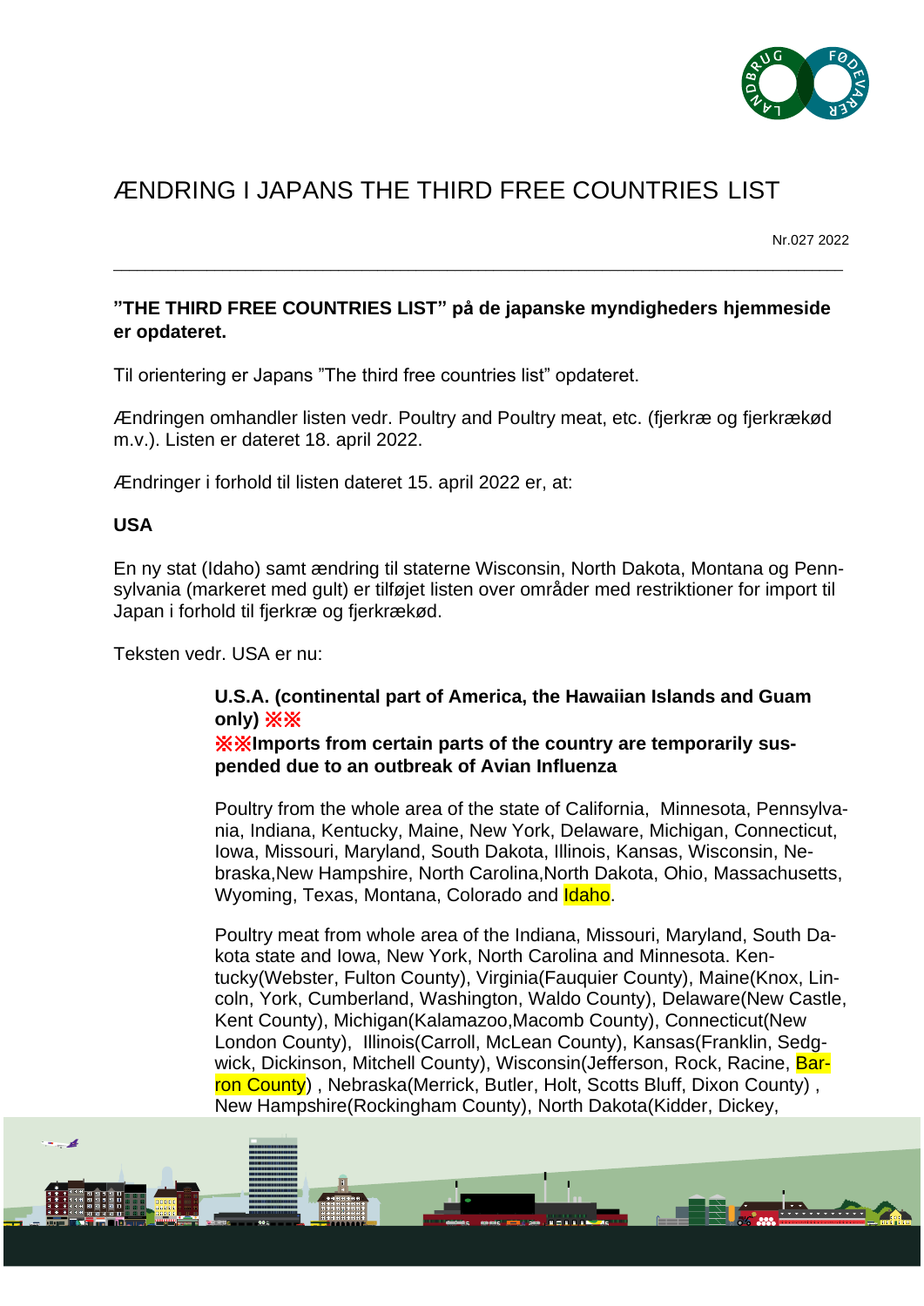# ÆNDRING I JAPANS THE THIRD FREE COUNTRIES LIST

Nr.027 2022

---

**"THE THIRD FREE COUNTRIES LIST" på de japanske myndigheders hjemmeside er opdateret.**

Til orientering er Japans "The third free countries list" opdateret.

Ændringen omhandler listen vedr. Poultry and Poultry meat, etc. (fjerkræ og fjerkrækød m.v.). Listen er dateret 18. april 2022.

Ændringer i forhold til listen dateret 15. april 2022 er, at:

**USA**

En ny stat (Idaho) samt ændring til staterne Wisconsin, North Dakota, Montana og Pennsylvania (markeret med gult) er tilføjet listen over områder med restriktioner for import til Japan i forhold til fjerkræ og fjerkrækød.

Teksten vedr. USA er nu:

> **U.S.A. (continental part of America, the Hawaiian Islands and Guam only) ※※**
> **※※Imports from certain parts of the country are temporarily suspended due to an outbreak of Avian Influenza**
>
> Poultry from the whole area of the state of California, Minnesota, Pennsylvania, Indiana, Kentucky, Maine, New York, Delaware, Michigan, Connecticut, Iowa, Missouri, Maryland, South Dakota, Illinois, Kansas, Wisconsin, Nebraska,New Hampshire, North Carolina,North Dakota, Ohio, Massachusetts, Wyoming, Texas, Montana, Colorado and Idaho.
>
> Poultry meat from whole area of the Indiana, Missouri, Maryland, South Dakota state and Iowa, New York, North Carolina and Minnesota. Kentucky(Webster, Fulton County), Virginia(Fauquier County), Maine(Knox, Lincoln, York, Cumberland, Washington, Waldo County), Delaware(New Castle, Kent County), Michigan(Kalamazoo,Macomb County), Connecticut(New London County), Illinois(Carroll, McLean County), Kansas(Franklin, Sedgwick, Dickinson, Mitchell County), Wisconsin(Jefferson, Rock, Racine, Barron County) , Nebraska(Merrick, Butler, Holt, Scotts Bluff, Dixon County) , New Hampshire(Rockingham County), North Dakota(Kidder, Dickey,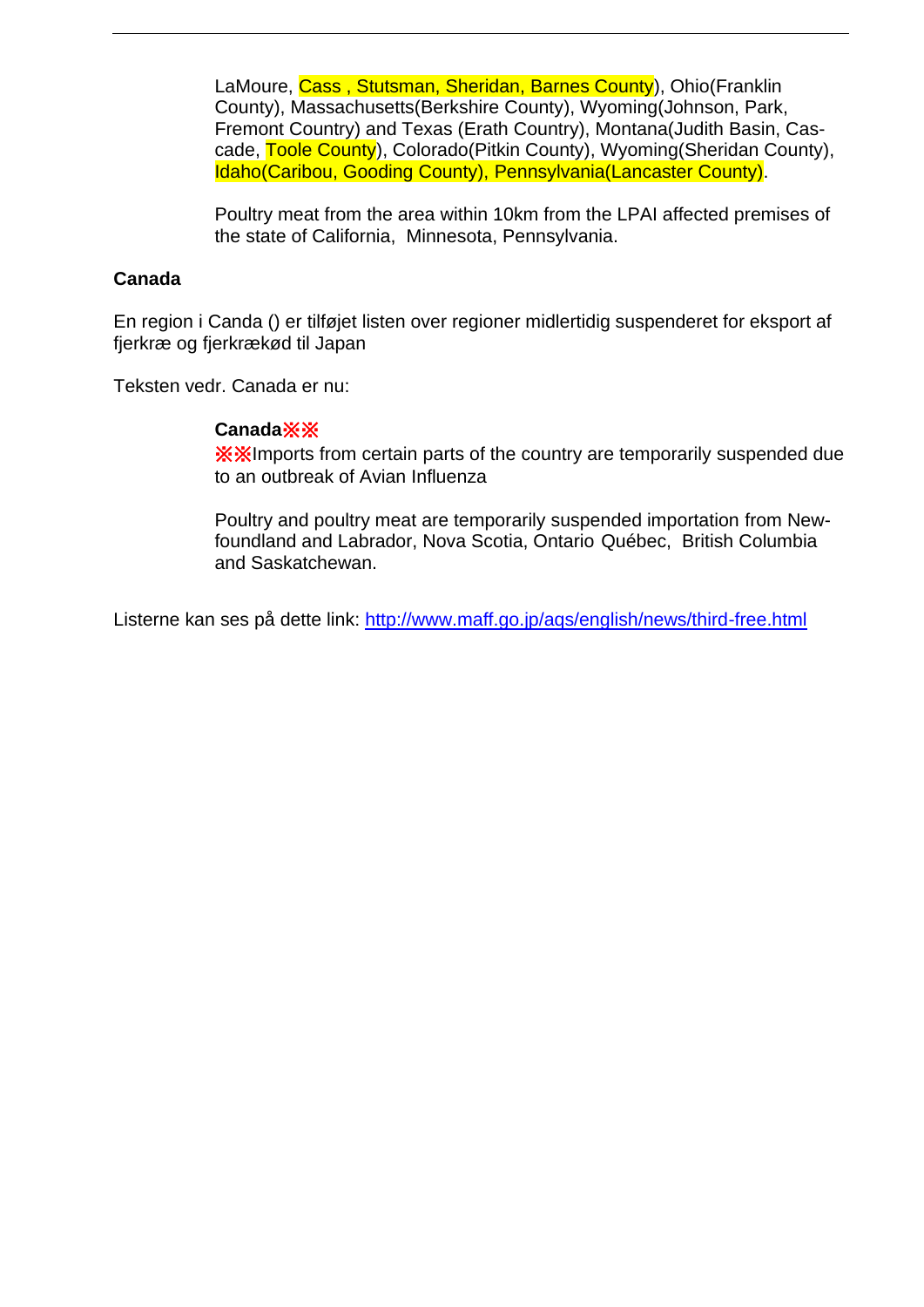LaMoure, Cass , Stutsman, Sheridan, Barnes County), Ohio(Franklin County), Massachusetts(Berkshire County), Wyoming(Johnson, Park, Fremont Country) and Texas (Erath Country), Montana(Judith Basin, Cascade, Toole County), Colorado(Pitkin County), Wyoming(Sheridan County), Idaho(Caribou, Gooding County), Pennsylvania(Lancaster County).

Poultry meat from the area within 10km from the LPAI affected premises of the state of California,  Minnesota, Pennsylvania.

**Canada**

En region i Canda () er tilføjet listen over regioner midlertidig suspenderet for eksport af fjerkræ og fjerkrækød til Japan

Teksten vedr. Canada er nu:

**Canada※※**

※※Imports from certain parts of the country are temporarily suspended due to an outbreak of Avian Influenza

Poultry and poultry meat are temporarily suspended importation from Newfoundland and Labrador, Nova Scotia, Ontario Québec,  British Columbia and Saskatchewan.

Listerne kan ses på dette link: http://www.maff.go.jp/aqs/english/news/third-free.html